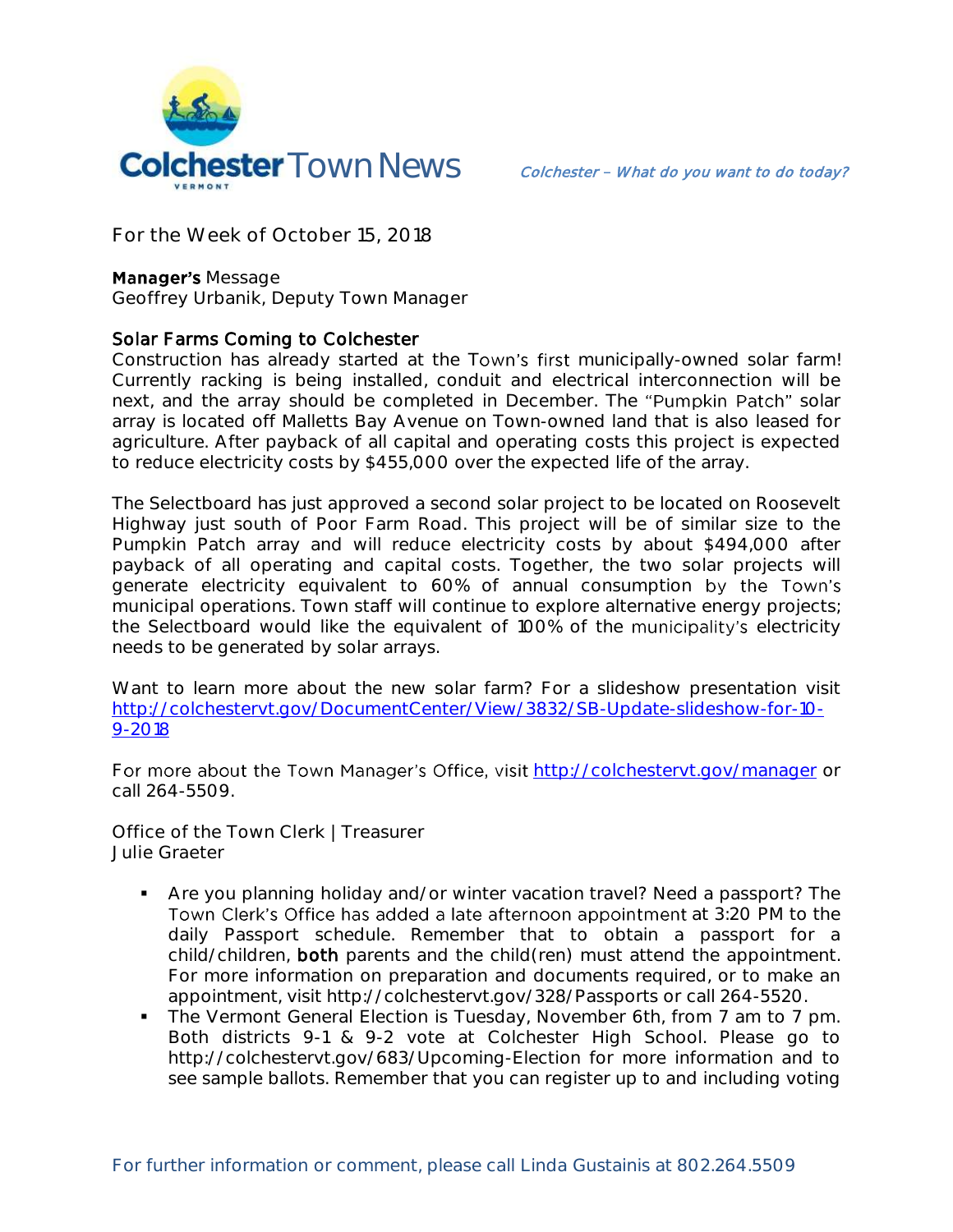# Colchester Town News

*Colchester – What do you want to do today?*

For the Week of October 15, 2018

**Manager's Message**
Geoffrey Urbanik, Deputy Town Manager

## Solar Farms Coming to Colchester

Construction has already started at the Town's first municipally-owned solar farm! Currently racking is being installed, conduit and electrical interconnection will be next, and the array should be completed in December. The "Pumpkin Patch" solar array is located off Malletts Bay Avenue on Town-owned land that is also leased for agriculture. After payback of all capital and operating costs this project is expected to reduce electricity costs by $455,000 over the expected life of the array.

The Selectboard has just approved a second solar project to be located on Roosevelt Highway just south of Poor Farm Road. This project will be of similar size to the Pumpkin Patch array and will reduce electricity costs by about $494,000 after payback of all operating and capital costs. Together, the two solar projects will generate electricity equivalent to 60% of annual consumption by the Town's municipal operations. Town staff will continue to explore alternative energy projects; the Selectboard would like the equivalent of 100% of the municipality's electricity needs to be generated by solar arrays.

Want to learn more about the new solar farm? For a slideshow presentation visit [http://colchestervt.gov/DocumentCenter/View/3832/SB-Update-slideshow-for-10-9-2018](http://colchestervt.gov/DocumentCenter/View/3832/SB-Update-slideshow-for-10-9-2018)

For more about the Town Manager's Office, visit [http://colchestervt.gov/manager](http://colchestervt.gov/manager) or call 264-5509.

Office of the Town Clerk | Treasurer
Julie Graeter

- Are you planning holiday and/or winter vacation travel? Need a passport? The Town Clerk's Office has added a late afternoon appointment at 3:20 PM to the daily Passport schedule. Remember that to obtain a passport for a child/children, **both** parents and the child(ren) must attend the appointment. For more information on preparation and documents required, or to make an appointment, visit http://colchestervt.gov/328/Passports or call 264-5520.
- The Vermont General Election is Tuesday, November 6th, from 7 am to 7 pm. Both districts 9-1 & 9-2 vote at Colchester High School. Please go to http://colchestervt.gov/683/Upcoming-Election for more information and to see sample ballots. Remember that you can register up to and including voting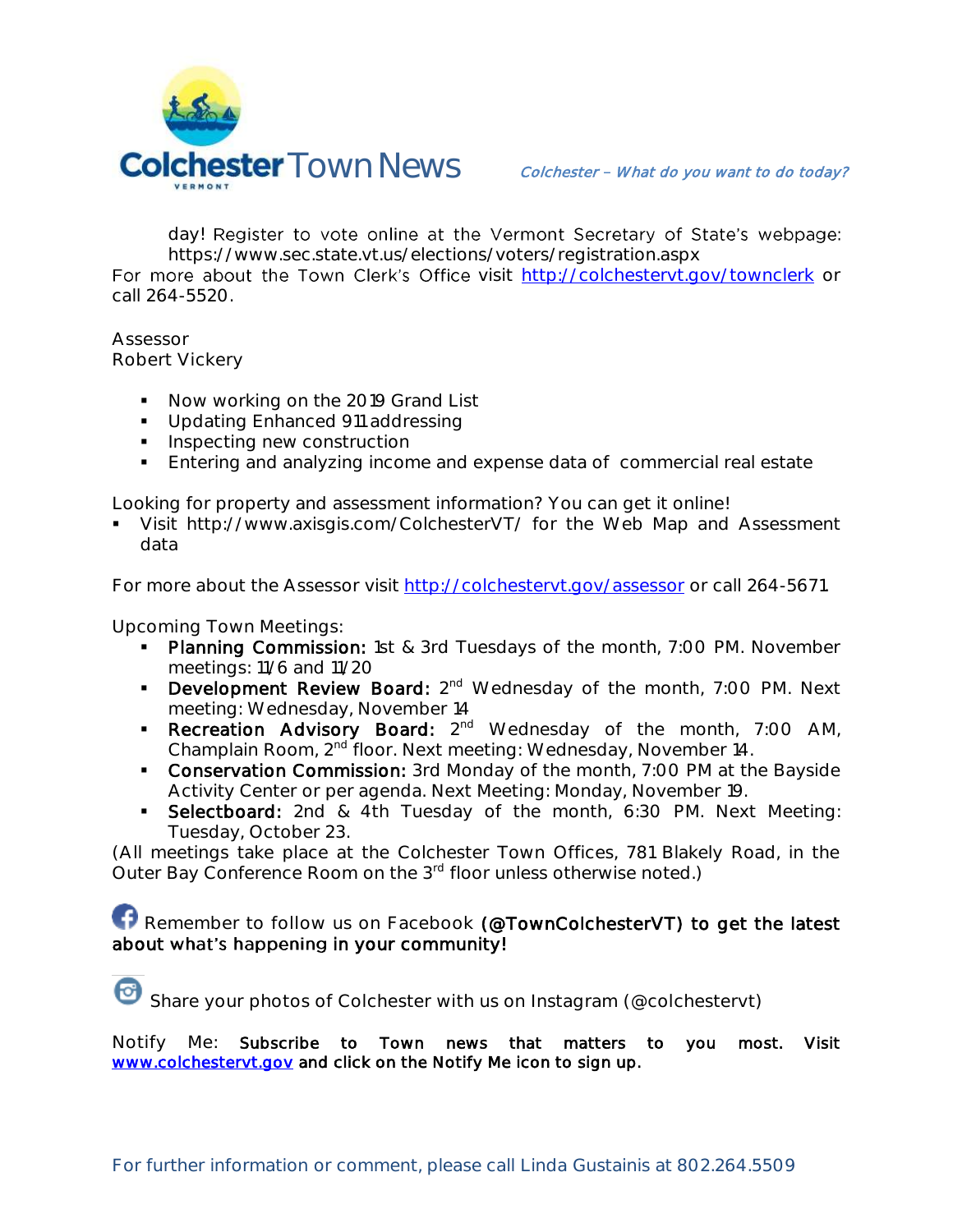day! Register to vote online at the Vermont Secretary of State's webpage: https://www.sec.state.vt.us/elections/voters/registration.aspx

For more about the Town Clerk's Office visit http://colchestervt.gov/townclerk or call 264-5520.

Assessor
Robert Vickery

- Now working on the 2019 Grand List
- Updating Enhanced 911 addressing
- Inspecting new construction
- Entering and analyzing income and expense data of commercial real estate

Looking for property and assessment information? You can get it online!

- Visit http://www.axisgis.com/ColchesterVT/ for the Web Map and Assessment data

For more about the Assessor visit http://colchestervt.gov/assessor or call 264-5671

Upcoming Town Meetings:

- **Planning Commission:** 1st & 3rd Tuesdays of the month, 7:00 PM. November meetings: 11/6 and 11/20
- **Development Review Board:** 2nd Wednesday of the month, 7:00 PM. Next meeting: Wednesday, November 14
- **Recreation Advisory Board:** 2nd Wednesday of the month, 7:00 AM, Champlain Room, 2nd floor. Next meeting: Wednesday, November 14.
- **Conservation Commission:** 3rd Monday of the month, 7:00 PM at the Bayside Activity Center or per agenda. Next Meeting: Monday, November 19.
- **Selectboard:** 2nd & 4th Tuesday of the month, 6:30 PM. Next Meeting: Tuesday, October 23.

(All meetings take place at the Colchester Town Offices, 781 Blakely Road, in the Outer Bay Conference Room on the 3rd floor unless otherwise noted.)

Remember to follow us on Facebook **(@TownColchesterVT) to get the latest about what's happening in your community!**

Share your photos of Colchester with us on Instagram (@colchestervt)

Notify Me: **Subscribe to Town news that matters to you most. Visit www.colchestervt.gov and click on the Notify Me icon to sign up.**

For further information or comment, please call Linda Gustainis at 802.264.5509